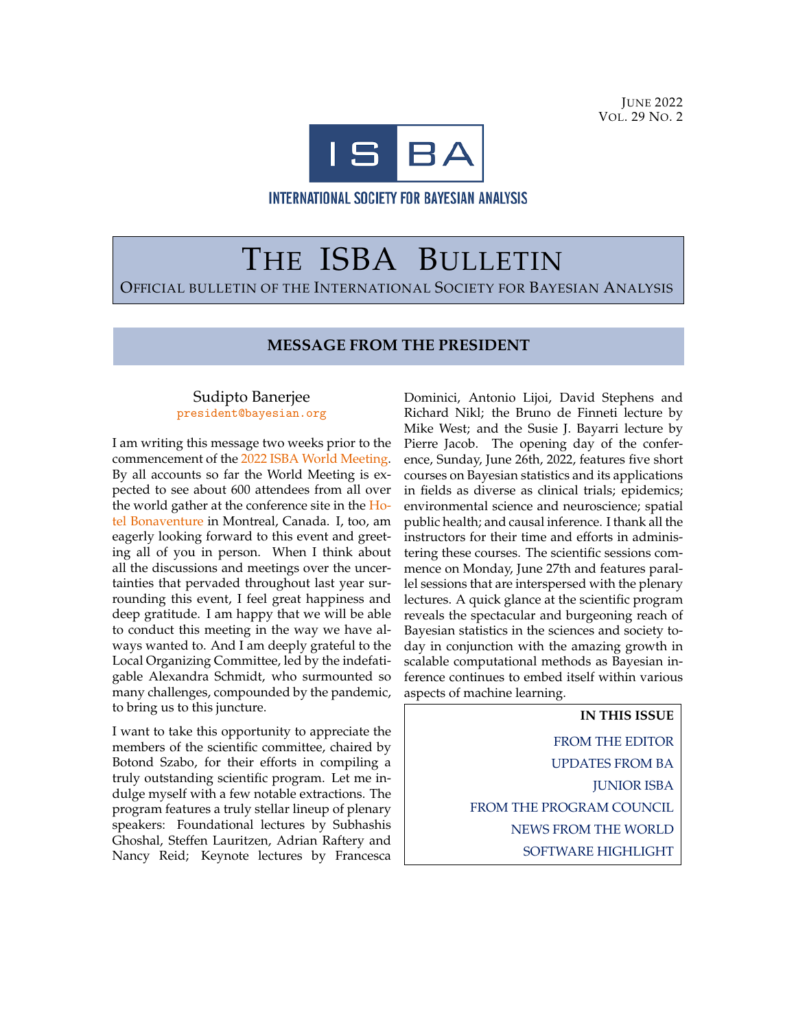June 2022
Vol. 29 No. 2

ISBA

INTERNATIONAL SOCIETY FOR BAYESIAN ANALYSIS

# The ISBA Bulletin

Official bulletin of the International Society for Bayesian Analysis

## MESSAGE FROM THE PRESIDENT

Sudipto Banerjee
president@bayesian.org

I am writing this message two weeks prior to the commencement of the 2022 ISBA World Meeting. By all accounts so far the World Meeting is expected to see about 600 attendees from all over the world gather at the conference site in the Hotel Bonaventure in Montreal, Canada. I, too, am eagerly looking forward to this event and greeting all of you in person. When I think about all the discussions and meetings over the uncertainties that pervaded throughout last year surrounding this event, I feel great happiness and deep gratitude. I am happy that we will be able to conduct this meeting in the way we have always wanted to. And I am deeply grateful to the Local Organizing Committee, led by the indefatigable Alexandra Schmidt, who surmounted so many challenges, compounded by the pandemic, to bring us to this juncture.

I want to take this opportunity to appreciate the members of the scientific committee, chaired by Botond Szabo, for their efforts in compiling a truly outstanding scientific program. Let me indulge myself with a few notable extractions. The program features a truly stellar lineup of plenary speakers: Foundational lectures by Subhashis Ghoshal, Steffen Lauritzen, Adrian Raftery and Nancy Reid; Keynote lectures by Francesca Dominici, Antonio Lijoi, David Stephens and Richard Nikl; the Bruno de Finneti lecture by Mike West; and the Susie J. Bayarri lecture by Pierre Jacob. The opening day of the conference, Sunday, June 26th, 2022, features five short courses on Bayesian statistics and its applications in fields as diverse as clinical trials; epidemics; environmental science and neuroscience; spatial public health; and causal inference. I thank all the instructors for their time and efforts in administering these courses. The scientific sessions commence on Monday, June 27th and features parallel sessions that are interspersed with the plenary lectures. A quick glance at the scientific program reveals the spectacular and burgeoning reach of Bayesian statistics in the sciences and society today in conjunction with the amazing growth in scalable computational methods as Bayesian inference continues to embed itself within various aspects of machine learning.

**IN THIS ISSUE**

- FROM THE EDITOR
- UPDATES FROM BA
- JUNIOR ISBA
- FROM THE PROGRAM COUNCIL
- NEWS FROM THE WORLD
- SOFTWARE HIGHLIGHT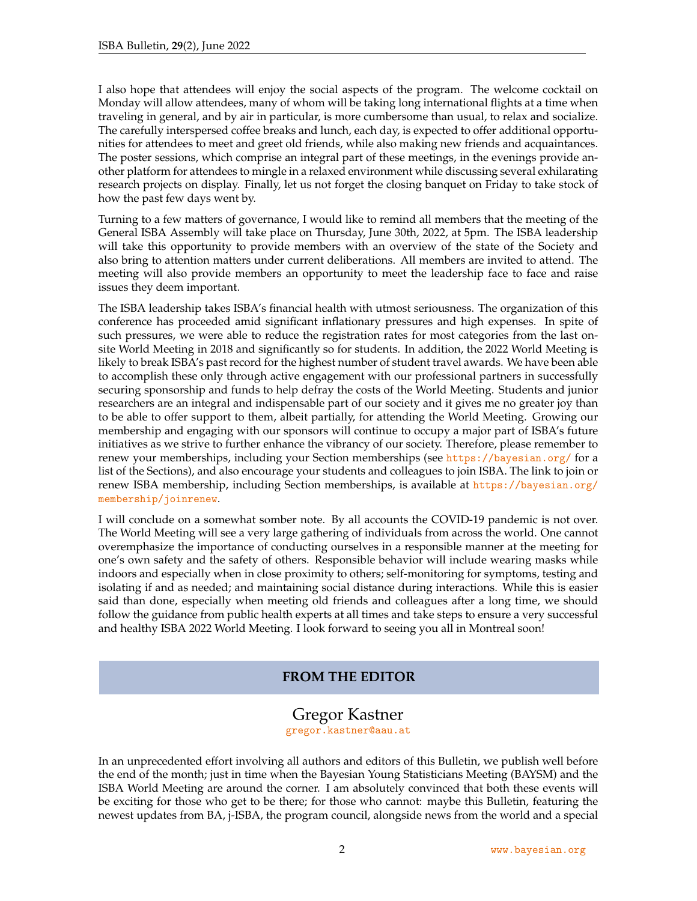I also hope that attendees will enjoy the social aspects of the program. The welcome cocktail on Monday will allow attendees, many of whom will be taking long international flights at a time when traveling in general, and by air in particular, is more cumbersome than usual, to relax and socialize. The carefully interspersed coffee breaks and lunch, each day, is expected to offer additional opportunities for attendees to meet and greet old friends, while also making new friends and acquaintances. The poster sessions, which comprise an integral part of these meetings, in the evenings provide another platform for attendees to mingle in a relaxed environment while discussing several exhilarating research projects on display. Finally, let us not forget the closing banquet on Friday to take stock of how the past few days went by.

Turning to a few matters of governance, I would like to remind all members that the meeting of the General ISBA Assembly will take place on Thursday, June 30th, 2022, at 5pm. The ISBA leadership will take this opportunity to provide members with an overview of the state of the Society and also bring to attention matters under current deliberations. All members are invited to attend. The meeting will also provide members an opportunity to meet the leadership face to face and raise issues they deem important.

The ISBA leadership takes ISBA's financial health with utmost seriousness. The organization of this conference has proceeded amid significant inflationary pressures and high expenses. In spite of such pressures, we were able to reduce the registration rates for most categories from the last on-site World Meeting in 2018 and significantly so for students. In addition, the 2022 World Meeting is likely to break ISBA's past record for the highest number of student travel awards. We have been able to accomplish these only through active engagement with our professional partners in successfully securing sponsorship and funds to help defray the costs of the World Meeting. Students and junior researchers are an integral and indispensable part of our society and it gives me no greater joy than to be able to offer support to them, albeit partially, for attending the World Meeting. Growing our membership and engaging with our sponsors will continue to occupy a major part of ISBA's future initiatives as we strive to further enhance the vibrancy of our society. Therefore, please remember to renew your memberships, including your Section memberships (see https://bayesian.org/ for a list of the Sections), and also encourage your students and colleagues to join ISBA. The link to join or renew ISBA membership, including Section memberships, is available at https://bayesian.org/membership/joinrenew.

I will conclude on a somewhat somber note. By all accounts the COVID-19 pandemic is not over. The World Meeting will see a very large gathering of individuals from across the world. One cannot overemphasize the importance of conducting ourselves in a responsible manner at the meeting for one's own safety and the safety of others. Responsible behavior will include wearing masks while indoors and especially when in close proximity to others; self-monitoring for symptoms, testing and isolating if and as needed; and maintaining social distance during interactions. While this is easier said than done, especially when meeting old friends and colleagues after a long time, we should follow the guidance from public health experts at all times and take steps to ensure a very successful and healthy ISBA 2022 World Meeting. I look forward to seeing you all in Montreal soon!

## FROM THE EDITOR

### Gregor Kastner

gregor.kastner@aau.at

In an unprecedented effort involving all authors and editors of this Bulletin, we publish well before the end of the month; just in time when the Bayesian Young Statisticians Meeting (BAYSM) and the ISBA World Meeting are around the corner. I am absolutely convinced that both these events will be exciting for those who get to be there; for those who cannot: maybe this Bulletin, featuring the newest updates from BA, j-ISBA, the program council, alongside news from the world and a special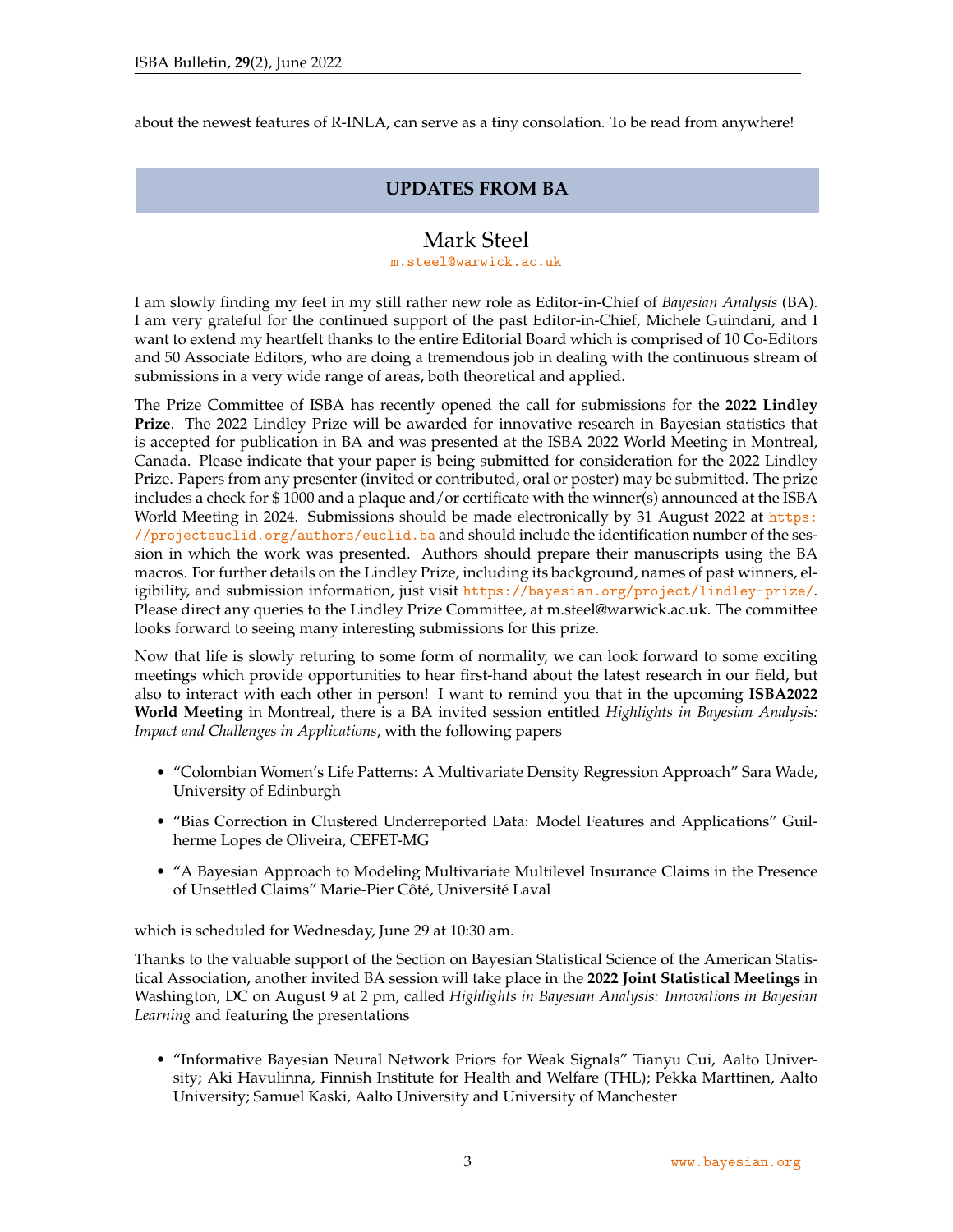about the newest features of R-INLA, can serve as a tiny consolation. To be read from anywhere!

## UPDATES FROM BA

### Mark Steel

m.steel@warwick.ac.uk

I am slowly finding my feet in my still rather new role as Editor-in-Chief of *Bayesian Analysis* (BA). I am very grateful for the continued support of the past Editor-in-Chief, Michele Guindani, and I want to extend my heartfelt thanks to the entire Editorial Board which is comprised of 10 Co-Editors and 50 Associate Editors, who are doing a tremendous job in dealing with the continuous stream of submissions in a very wide range of areas, both theoretical and applied.

The Prize Committee of ISBA has recently opened the call for submissions for the **2022 Lindley Prize**. The 2022 Lindley Prize will be awarded for innovative research in Bayesian statistics that is accepted for publication in BA and was presented at the ISBA 2022 World Meeting in Montreal, Canada. Please indicate that your paper is being submitted for consideration for the 2022 Lindley Prize. Papers from any presenter (invited or contributed, oral or poster) may be submitted. The prize includes a check for $ 1000 and a plaque and/or certificate with the winner(s) announced at the ISBA World Meeting in 2024. Submissions should be made electronically by 31 August 2022 at https://projecteuclid.org/authors/euclid.ba and should include the identification number of the session in which the work was presented. Authors should prepare their manuscripts using the BA macros. For further details on the Lindley Prize, including its background, names of past winners, eligibility, and submission information, just visit https://bayesian.org/project/lindley-prize/. Please direct any queries to the Lindley Prize Committee, at m.steel@warwick.ac.uk. The committee looks forward to seeing many interesting submissions for this prize.

Now that life is slowly returing to some form of normality, we can look forward to some exciting meetings which provide opportunities to hear first-hand about the latest research in our field, but also to interact with each other in person! I want to remind you that in the upcoming **ISBA2022 World Meeting** in Montreal, there is a BA invited session entitled *Highlights in Bayesian Analysis: Impact and Challenges in Applications*, with the following papers

- "Colombian Women's Life Patterns: A Multivariate Density Regression Approach" Sara Wade, University of Edinburgh
- "Bias Correction in Clustered Underreported Data: Model Features and Applications" Guilherme Lopes de Oliveira, CEFET-MG
- "A Bayesian Approach to Modeling Multivariate Multilevel Insurance Claims in the Presence of Unsettled Claims" Marie-Pier Côté, Université Laval

which is scheduled for Wednesday, June 29 at 10:30 am.

Thanks to the valuable support of the Section on Bayesian Statistical Science of the American Statistical Association, another invited BA session will take place in the **2022 Joint Statistical Meetings** in Washington, DC on August 9 at 2 pm, called *Highlights in Bayesian Analysis: Innovations in Bayesian Learning* and featuring the presentations

- "Informative Bayesian Neural Network Priors for Weak Signals" Tianyu Cui, Aalto University; Aki Havulinna, Finnish Institute for Health and Welfare (THL); Pekka Marttinen, Aalto University; Samuel Kaski, Aalto University and University of Manchester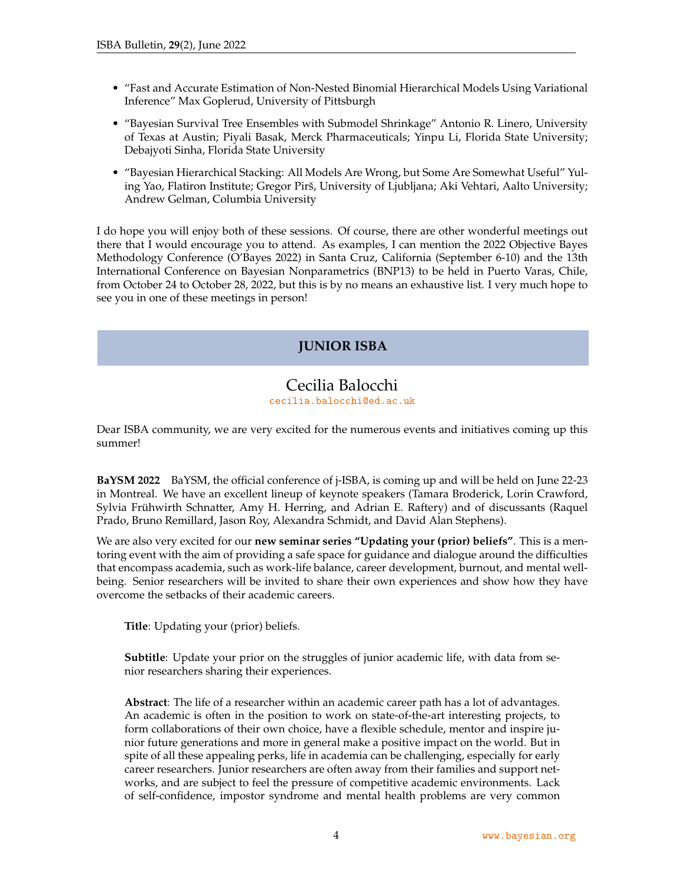- "Fast and Accurate Estimation of Non-Nested Binomial Hierarchical Models Using Variational Inference" Max Goplerud, University of Pittsburgh
- "Bayesian Survival Tree Ensembles with Submodel Shrinkage" Antonio R. Linero, University of Texas at Austin; Piyali Basak, Merck Pharmaceuticals; Yinpu Li, Florida State University; Debajyoti Sinha, Florida State University
- "Bayesian Hierarchical Stacking: All Models Are Wrong, but Some Are Somewhat Useful" Yuling Yao, Flatiron Institute; Gregor Pirš, University of Ljubljana; Aki Vehtari, Aalto University; Andrew Gelman, Columbia University

I do hope you will enjoy both of these sessions. Of course, there are other wonderful meetings out there that I would encourage you to attend. As examples, I can mention the 2022 Objective Bayes Methodology Conference (O'Bayes 2022) in Santa Cruz, California (September 6-10) and the 13th International Conference on Bayesian Nonparametrics (BNP13) to be held in Puerto Varas, Chile, from October 24 to October 28, 2022, but this is by no means an exhaustive list. I very much hope to see you in one of these meetings in person!

## JUNIOR ISBA

### Cecilia Balocchi

cecilia.balocchi@ed.ac.uk

Dear ISBA community, we are very excited for the numerous events and initiatives coming up this summer!

**BaYSM 2022** BaYSM, the official conference of j-ISBA, is coming up and will be held on June 22-23 in Montreal. We have an excellent lineup of keynote speakers (Tamara Broderick, Lorin Crawford, Sylvia Frühwirth Schnatter, Amy H. Herring, and Adrian E. Raftery) and of discussants (Raquel Prado, Bruno Remillard, Jason Roy, Alexandra Schmidt, and David Alan Stephens).

We are also very excited for our **new seminar series "Updating your (prior) beliefs"**. This is a mentoring event with the aim of providing a safe space for guidance and dialogue around the difficulties that encompass academia, such as work-life balance, career development, burnout, and mental well-being. Senior researchers will be invited to share their own experiences and show how they have overcome the setbacks of their academic careers.

> **Title**: Updating your (prior) beliefs.
>
> **Subtitle**: Update your prior on the struggles of junior academic life, with data from senior researchers sharing their experiences.
>
> **Abstract**: The life of a researcher within an academic career path has a lot of advantages. An academic is often in the position to work on state-of-the-art interesting projects, to form collaborations of their own choice, have a flexible schedule, mentor and inspire junior future generations and more in general make a positive impact on the world. But in spite of all these appealing perks, life in academia can be challenging, especially for early career researchers. Junior researchers are often away from their families and support networks, and are subject to feel the pressure of competitive academic environments. Lack of self-confidence, impostor syndrome and mental health problems are very common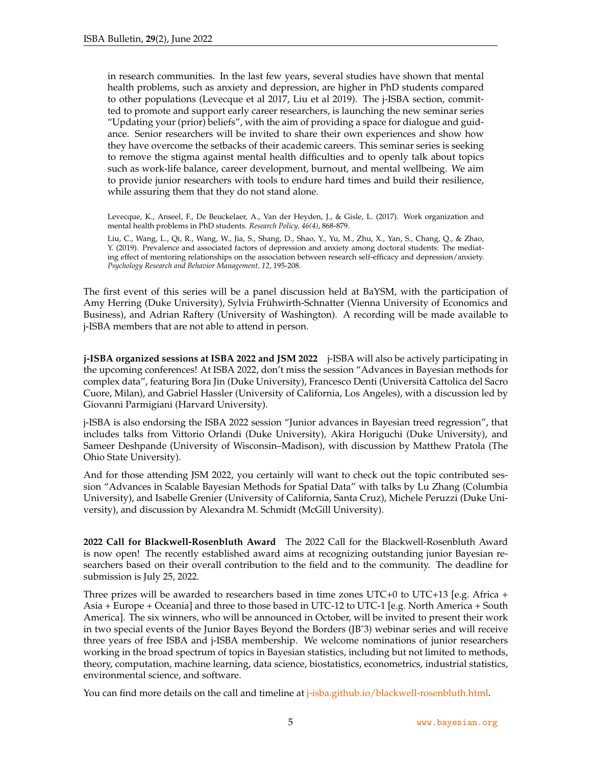> in research communities. In the last few years, several studies have shown that mental health problems, such as anxiety and depression, are higher in PhD students compared to other populations (Levecque et al 2017, Liu et al 2019). The j-ISBA section, committed to promote and support early career researchers, is launching the new seminar series "Updating your (prior) beliefs", with the aim of providing a space for dialogue and guidance. Senior researchers will be invited to share their own experiences and show how they have overcome the setbacks of their academic careers. This seminar series is seeking to remove the stigma against mental health difficulties and to openly talk about topics such as work-life balance, career development, burnout, and mental wellbeing. We aim to provide junior researchers with tools to endure hard times and build their resilience, while assuring them that they do not stand alone.
>
> Levecque, K., Anseel, F., De Beuckelaer, A., Van der Heyden, J., & Gisle, L. (2017). Work organization and mental health problems in PhD students. *Research Policy, 46(4)*, 868-879.
>
> Liu, C., Wang, L., Qi, R., Wang, W., Jia, S., Shang, D., Shao, Y., Yu, M., Zhu, X., Yan, S., Chang, Q., & Zhao, Y. (2019). Prevalence and associated factors of depression and anxiety among doctoral students: The mediating effect of mentoring relationships on the association between research self-efficacy and depression/anxiety. *Psychology Research and Behavior Management, 12*, 195-208.

The first event of this series will be a panel discussion held at BaYSM, with the participation of Amy Herring (Duke University), Sylvia Frühwirth-Schnatter (Vienna University of Economics and Business), and Adrian Raftery (University of Washington). A recording will be made available to j-ISBA members that are not able to attend in person.

**j-ISBA organized sessions at ISBA 2022 and JSM 2022** j-ISBA will also be actively participating in the upcoming conferences! At ISBA 2022, don't miss the session "Advances in Bayesian methods for complex data", featuring Bora Jin (Duke University), Francesco Denti (Università Cattolica del Sacro Cuore, Milan), and Gabriel Hassler (University of California, Los Angeles), with a discussion led by Giovanni Parmigiani (Harvard University).

j-ISBA is also endorsing the ISBA 2022 session "Junior advances in Bayesian treed regression", that includes talks from Vittorio Orlandi (Duke University), Akira Horiguchi (Duke University), and Sameer Deshpande (University of Wisconsin–Madison), with discussion by Matthew Pratola (The Ohio State University).

And for those attending JSM 2022, you certainly will want to check out the topic contributed session "Advances in Scalable Bayesian Methods for Spatial Data" with talks by Lu Zhang (Columbia University), and Isabelle Grenier (University of California, Santa Cruz), Michele Peruzzi (Duke University), and discussion by Alexandra M. Schmidt (McGill University).

**2022 Call for Blackwell-Rosenbluth Award** The 2022 Call for the Blackwell-Rosenbluth Award is now open! The recently established award aims at recognizing outstanding junior Bayesian researchers based on their overall contribution to the field and to the community. The deadline for submission is July 25, 2022.

Three prizes will be awarded to researchers based in time zones UTC+0 to UTC+13 [e.g. Africa + Asia + Europe + Oceania] and three to those based in UTC-12 to UTC-1 [e.g. North America + South America]. The six winners, who will be announced in October, will be invited to present their work in two special events of the Junior Bayes Beyond the Borders (JBˆ3) webinar series and will receive three years of free ISBA and j-ISBA membership. We welcome nominations of junior researchers working in the broad spectrum of topics in Bayesian statistics, including but not limited to methods, theory, computation, machine learning, data science, biostatistics, econometrics, industrial statistics, environmental science, and software.

You can find more details on the call and timeline at j-isba.github.io/blackwell-rosenbluth.html.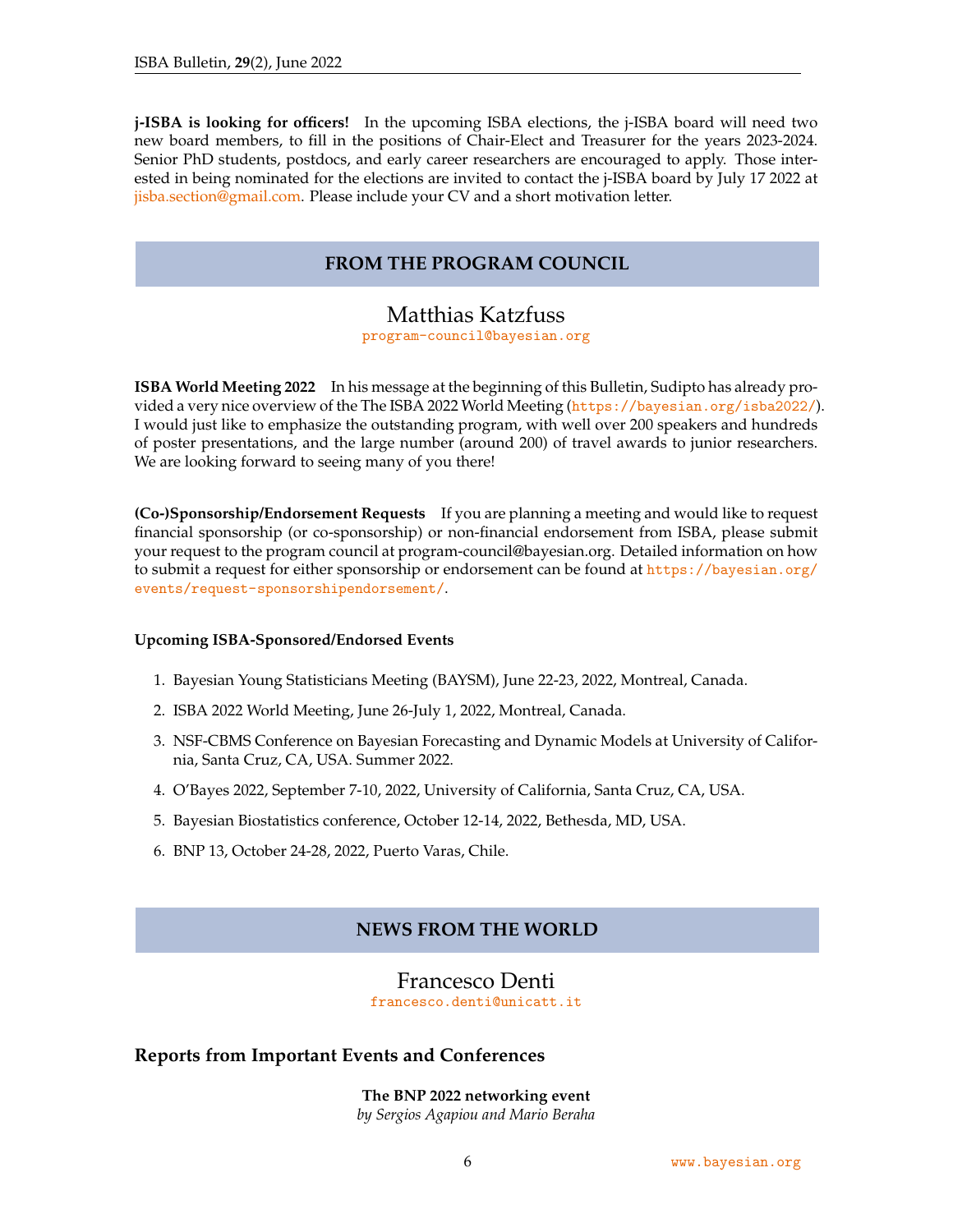**j-ISBA is looking for officers!** In the upcoming ISBA elections, the j-ISBA board will need two new board members, to fill in the positions of Chair-Elect and Treasurer for the years 2023-2024. Senior PhD students, postdocs, and early career researchers are encouraged to apply. Those interested in being nominated for the elections are invited to contact the j-ISBA board by July 17 2022 at jisba.section@gmail.com. Please include your CV and a short motivation letter.

## FROM THE PROGRAM COUNCIL

### Matthias Katzfuss

program-council@bayesian.org

**ISBA World Meeting 2022** In his message at the beginning of this Bulletin, Sudipto has already provided a very nice overview of the The ISBA 2022 World Meeting (https://bayesian.org/isba2022/). I would just like to emphasize the outstanding program, with well over 200 speakers and hundreds of poster presentations, and the large number (around 200) of travel awards to junior researchers. We are looking forward to seeing many of you there!

**(Co-)Sponsorship/Endorsement Requests** If you are planning a meeting and would like to request financial sponsorship (or co-sponsorship) or non-financial endorsement from ISBA, please submit your request to the program council at program-council@bayesian.org. Detailed information on how to submit a request for either sponsorship or endorsement can be found at https://bayesian.org/events/request-sponsorshipendorsement/.

**Upcoming ISBA-Sponsored/Endorsed Events**

1. Bayesian Young Statisticians Meeting (BAYSM), June 22-23, 2022, Montreal, Canada.
2. ISBA 2022 World Meeting, June 26-July 1, 2022, Montreal, Canada.
3. NSF-CBMS Conference on Bayesian Forecasting and Dynamic Models at University of California, Santa Cruz, CA, USA. Summer 2022.
4. O'Bayes 2022, September 7-10, 2022, University of California, Santa Cruz, CA, USA.
5. Bayesian Biostatistics conference, October 12-14, 2022, Bethesda, MD, USA.
6. BNP 13, October 24-28, 2022, Puerto Varas, Chile.

## NEWS FROM THE WORLD

### Francesco Denti

francesco.denti@unicatt.it

## Reports from Important Events and Conferences

**The BNP 2022 networking event**

*by Sergios Agapiou and Mario Beraha*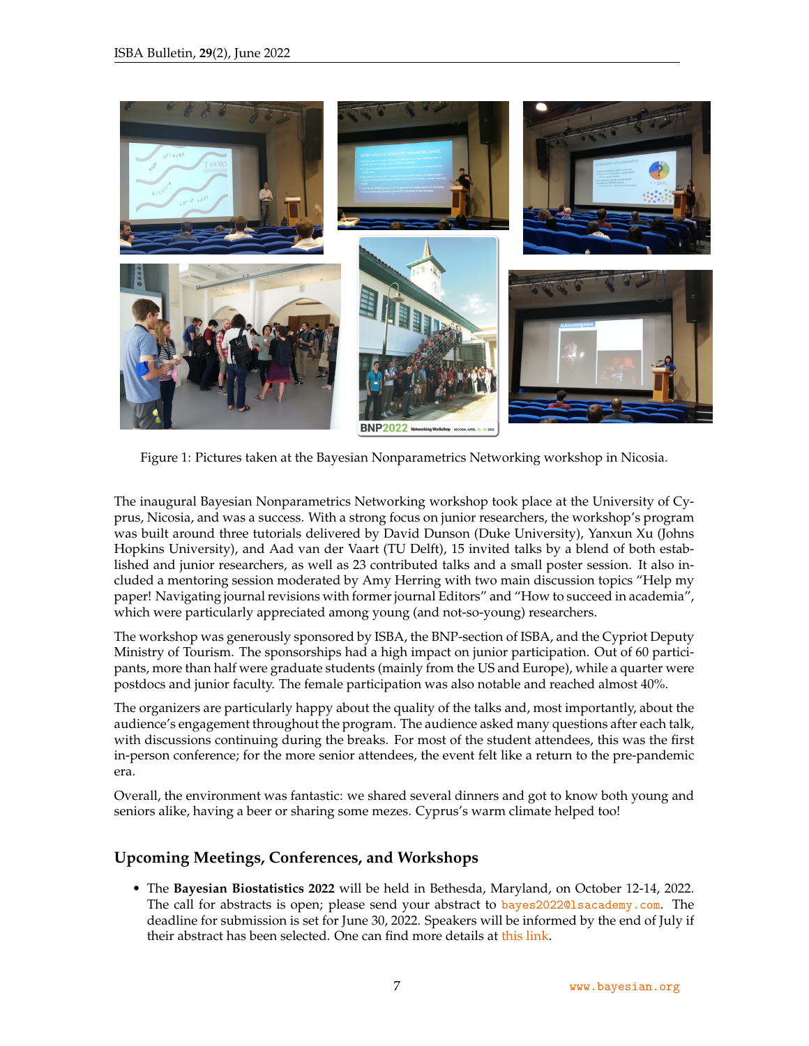Figure 1: Pictures taken at the Bayesian Nonparametrics Networking workshop in Nicosia.

The inaugural Bayesian Nonparametrics Networking workshop took place at the University of Cyprus, Nicosia, and was a success. With a strong focus on junior researchers, the workshop's program was built around three tutorials delivered by David Dunson (Duke University), Yanxun Xu (Johns Hopkins University), and Aad van der Vaart (TU Delft), 15 invited talks by a blend of both established and junior researchers, as well as 23 contributed talks and a small poster session. It also included a mentoring session moderated by Amy Herring with two main discussion topics "Help my paper! Navigating journal revisions with former journal Editors" and "How to succeed in academia", which were particularly appreciated among young (and not-so-young) researchers.

The workshop was generously sponsored by ISBA, the BNP-section of ISBA, and the Cypriot Deputy Ministry of Tourism. The sponsorships had a high impact on junior participation. Out of 60 participants, more than half were graduate students (mainly from the US and Europe), while a quarter were postdocs and junior faculty. The female participation was also notable and reached almost 40%.

The organizers are particularly happy about the quality of the talks and, most importantly, about the audience's engagement throughout the program. The audience asked many questions after each talk, with discussions continuing during the breaks. For most of the student attendees, this was the first in-person conference; for the more senior attendees, the event felt like a return to the pre-pandemic era.

Overall, the environment was fantastic: we shared several dinners and got to know both young and seniors alike, having a beer or sharing some mezes. Cyprus's warm climate helped too!

## Upcoming Meetings, Conferences, and Workshops

- The **Bayesian Biostatistics 2022** will be held in Bethesda, Maryland, on October 12-14, 2022. The call for abstracts is open; please send your abstract to bayes2022@lsacademy.com. The deadline for submission is set for June 30, 2022. Speakers will be informed by the end of July if their abstract has been selected. One can find more details at this link.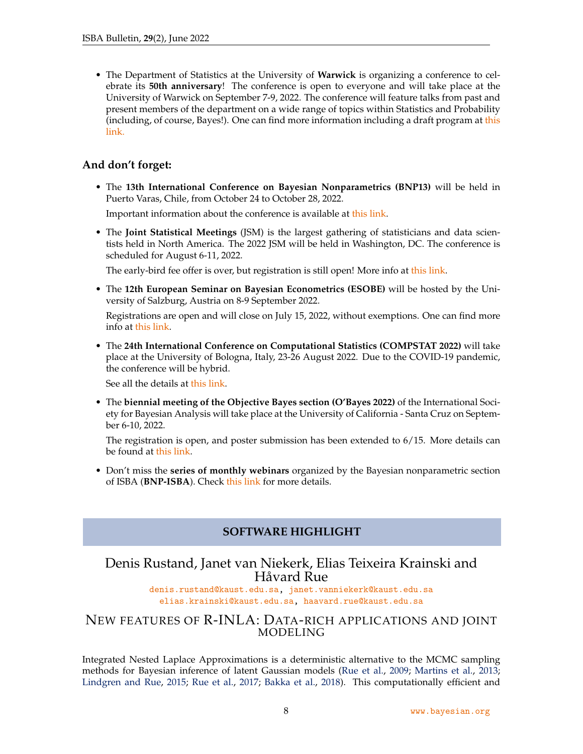- The Department of Statistics at the University of **Warwick** is organizing a conference to celebrate its **50th anniversary**! The conference is open to everyone and will take place at the University of Warwick on September 7-9, 2022. The conference will feature talks from past and present members of the department on a wide range of topics within Statistics and Probability (including, of course, Bayes!). One can find more information including a draft program at this link.

## And don't forget:

- The **13th International Conference on Bayesian Nonparametrics (BNP13)** will be held in Puerto Varas, Chile, from October 24 to October 28, 2022.

  Important information about the conference is available at this link.

- The **Joint Statistical Meetings** (JSM) is the largest gathering of statisticians and data scientists held in North America. The 2022 JSM will be held in Washington, DC. The conference is scheduled for August 6-11, 2022.

  The early-bird fee offer is over, but registration is still open! More info at this link.

- The **12th European Seminar on Bayesian Econometrics (ESOBE)** will be hosted by the University of Salzburg, Austria on 8-9 September 2022.

  Registrations are open and will close on July 15, 2022, without exemptions. One can find more info at this link.

- The **24th International Conference on Computational Statistics (COMPSTAT 2022)** will take place at the University of Bologna, Italy, 23-26 August 2022. Due to the COVID-19 pandemic, the conference will be hybrid.

  See all the details at this link.

- The **biennial meeting of the Objective Bayes section (O'Bayes 2022)** of the International Society for Bayesian Analysis will take place at the University of California - Santa Cruz on September 6-10, 2022.

  The registration is open, and poster submission has been extended to 6/15. More details can be found at this link.

- Don't miss the **series of monthly webinars** organized by the Bayesian nonparametric section of ISBA (**BNP-ISBA**). Check this link for more details.

# SOFTWARE HIGHLIGHT

## Denis Rustand, Janet van Niekerk, Elias Teixeira Krainski and Håvard Rue

denis.rustand@kaust.edu.sa, janet.vanniekerk@kaust.edu.sa
elias.krainski@kaust.edu.sa, haavard.rue@kaust.edu.sa

## New features of R-INLA: Data-rich applications and joint modeling

Integrated Nested Laplace Approximations is a deterministic alternative to the MCMC sampling methods for Bayesian inference of latent Gaussian models (Rue et al., 2009; Martins et al., 2013; Lindgren and Rue, 2015; Rue et al., 2017; Bakka et al., 2018). This computationally efficient and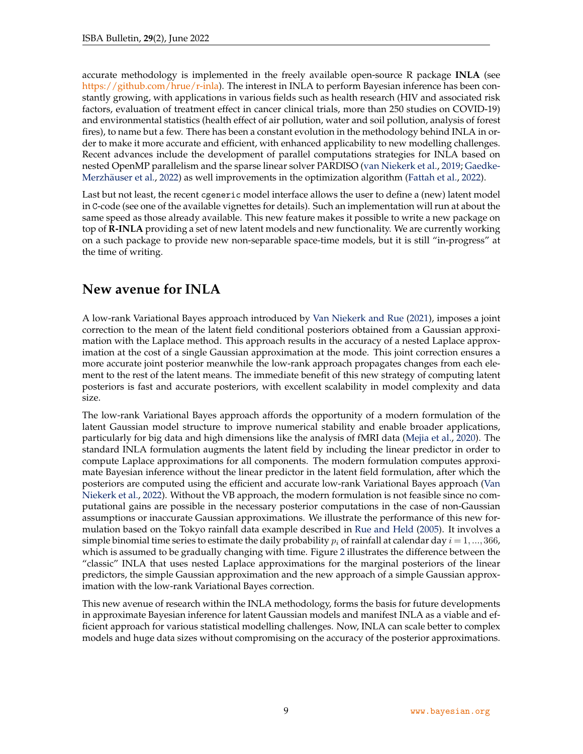accurate methodology is implemented in the freely available open-source R package **INLA** (see https://github.com/hrue/r-inla). The interest in INLA to perform Bayesian inference has been constantly growing, with applications in various fields such as health research (HIV and associated risk factors, evaluation of treatment effect in cancer clinical trials, more than 250 studies on COVID-19) and environmental statistics (health effect of air pollution, water and soil pollution, analysis of forest fires), to name but a few. There has been a constant evolution in the methodology behind INLA in order to make it more accurate and efficient, with enhanced applicability to new modelling challenges. Recent advances include the development of parallel computations strategies for INLA based on nested OpenMP parallelism and the sparse linear solver PARDISO (van Niekerk et al., 2019; Gaedke-Merzhäuser et al., 2022) as well improvements in the optimization algorithm (Fattah et al., 2022).

Last but not least, the recent `cgeneric` model interface allows the user to define a (new) latent model in `C`-code (see one of the available vignettes for details). Such an implementation will run at about the same speed as those already available. This new feature makes it possible to write a new package on top of **R-INLA** providing a set of new latent models and new functionality. We are currently working on a such package to provide new non-separable space-time models, but it is still "in-progress" at the time of writing.

## New avenue for INLA

A low-rank Variational Bayes approach introduced by Van Niekerk and Rue (2021), imposes a joint correction to the mean of the latent field conditional posteriors obtained from a Gaussian approximation with the Laplace method. This approach results in the accuracy of a nested Laplace approximation at the cost of a single Gaussian approximation at the mode. This joint correction ensures a more accurate joint posterior meanwhile the low-rank approach propagates changes from each element to the rest of the latent means. The immediate benefit of this new strategy of computing latent posteriors is fast and accurate posteriors, with excellent scalability in model complexity and data size.

The low-rank Variational Bayes approach affords the opportunity of a modern formulation of the latent Gaussian model structure to improve numerical stability and enable broader applications, particularly for big data and high dimensions like the analysis of fMRI data (Mejia et al., 2020). The standard INLA formulation augments the latent field by including the linear predictor in order to compute Laplace approximations for all components. The modern formulation computes approximate Bayesian inference without the linear predictor in the latent field formulation, after which the posteriors are computed using the efficient and accurate low-rank Variational Bayes approach (Van Niekerk et al., 2022). Without the VB approach, the modern formulation is not feasible since no computational gains are possible in the necessary posterior computations in the case of non-Gaussian assumptions or inaccurate Gaussian approximations. We illustrate the performance of this new formulation based on the Tokyo rainfall data example described in Rue and Held (2005). It involves a simple binomial time series to estimate the daily probability $p_i$ of rainfall at calendar day $i = 1, ..., 366$, which is assumed to be gradually changing with time. Figure 2 illustrates the difference between the "classic" INLA that uses nested Laplace approximations for the marginal posteriors of the linear predictors, the simple Gaussian approximation and the new approach of a simple Gaussian approximation with the low-rank Variational Bayes correction.

This new avenue of research within the INLA methodology, forms the basis for future developments in approximate Bayesian inference for latent Gaussian models and manifest INLA as a viable and efficient approach for various statistical modelling challenges. Now, INLA can scale better to complex models and huge data sizes without compromising on the accuracy of the posterior approximations.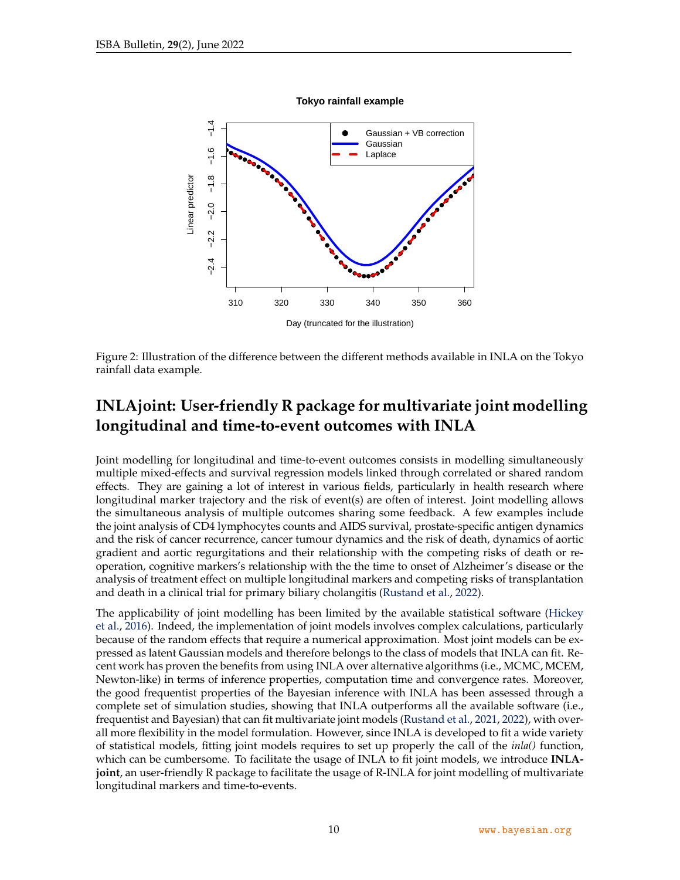Figure 2: Illustration of the difference between the different methods available in INLA on the Tokyo rainfall data example.

## INLAjoint: User-friendly R package for multivariate joint modelling longitudinal and time-to-event outcomes with INLA

Joint modelling for longitudinal and time-to-event outcomes consists in modelling simultaneously multiple mixed-effects and survival regression models linked through correlated or shared random effects. They are gaining a lot of interest in various fields, particularly in health research where longitudinal marker trajectory and the risk of event(s) are often of interest. Joint modelling allows the simultaneous analysis of multiple outcomes sharing some feedback. A few examples include the joint analysis of CD4 lymphocytes counts and AIDS survival, prostate-specific antigen dynamics and the risk of cancer recurrence, cancer tumour dynamics and the risk of death, dynamics of aortic gradient and aortic regurgitations and their relationship with the competing risks of death or re-operation, cognitive markers's relationship with the the time to onset of Alzheimer's disease or the analysis of treatment effect on multiple longitudinal markers and competing risks of transplantation and death in a clinical trial for primary biliary cholangitis (Rustand et al., 2022).

The applicability of joint modelling has been limited by the available statistical software (Hickey et al., 2016). Indeed, the implementation of joint models involves complex calculations, particularly because of the random effects that require a numerical approximation. Most joint models can be expressed as latent Gaussian models and therefore belongs to the class of models that INLA can fit. Recent work has proven the benefits from using INLA over alternative algorithms (i.e., MCMC, MCEM, Newton-like) in terms of inference properties, computation time and convergence rates. Moreover, the good frequentist properties of the Bayesian inference with INLA has been assessed through a complete set of simulation studies, showing that INLA outperforms all the available software (i.e., frequentist and Bayesian) that can fit multivariate joint models (Rustand et al., 2021, 2022), with overall more flexibility in the model formulation. However, since INLA is developed to fit a wide variety of statistical models, fitting joint models requires to set up properly the call of the *inla()* function, which can be cumbersome. To facilitate the usage of INLA to fit joint models, we introduce **INLAjoint**, an user-friendly R package to facilitate the usage of R-INLA for joint modelling of multivariate longitudinal markers and time-to-events.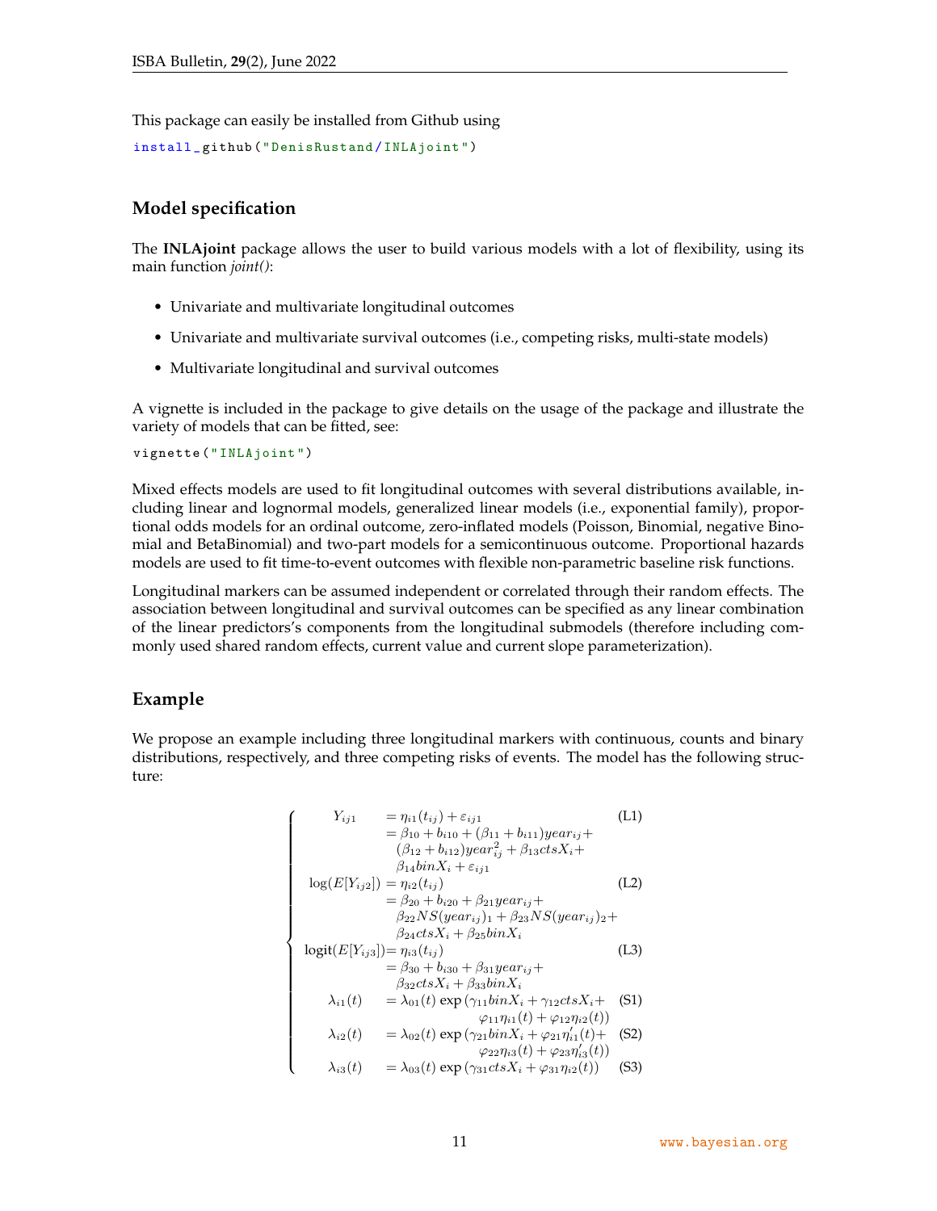This package can easily be installed from Github using

```
install_github("DenisRustand/INLAjoint")
```

## Model specification

The **INLAjoint** package allows the user to build various models with a lot of flexibility, using its main function *joint()*:

- Univariate and multivariate longitudinal outcomes
- Univariate and multivariate survival outcomes (i.e., competing risks, multi-state models)
- Multivariate longitudinal and survival outcomes

A vignette is included in the package to give details on the usage of the package and illustrate the variety of models that can be fitted, see:

```
vignette("INLAjoint")
```

Mixed effects models are used to fit longitudinal outcomes with several distributions available, including linear and lognormal models, generalized linear models (i.e., exponential family), proportional odds models for an ordinal outcome, zero-inflated models (Poisson, Binomial, negative Binomial and BetaBinomial) and two-part models for a semicontinuous outcome. Proportional hazards models are used to fit time-to-event outcomes with flexible non-parametric baseline risk functions.

Longitudinal markers can be assumed independent or correlated through their random effects. The association between longitudinal and survival outcomes can be specified as any linear combination of the linear predictors's components from the longitudinal submodels (therefore including commonly used shared random effects, current value and current slope parameterization).

## Example

We propose an example including three longitudinal markers with continuous, counts and binary distributions, respectively, and three competing risks of events. The model has the following structure:

$$
\begin{cases}
\begin{aligned}
Y_{ij1} &= \eta_{i1}(t_{ij}) + \varepsilon_{ij1} && \text{(L1)}\\
&= \beta_{10} + b_{i10} + (\beta_{11} + b_{i11})year_{ij} + \\
&\quad (\beta_{12} + b_{i12})year_{ij}^2 + \beta_{13}ctsX_i + \\
&\quad \beta_{14}binX_i + \varepsilon_{ij1} \\
\log(E[Y_{ij2}]) &= \eta_{i2}(t_{ij}) && \text{(L2)}\\
&= \beta_{20} + b_{i20} + \beta_{21}year_{ij} + \\
&\quad \beta_{22}NS(year_{ij})_1 + \beta_{23}NS(year_{ij})_2 + \\
&\quad \beta_{24}ctsX_i + \beta_{25}binX_i \\
\text{logit}(E[Y_{ij3}]) &= \eta_{i3}(t_{ij}) && \text{(L3)}\\
&= \beta_{30} + b_{i30} + \beta_{31}year_{ij} + \\
&\quad \beta_{32}ctsX_i + \beta_{33}binX_i \\
\lambda_{i1}(t) &= \lambda_{01}(t)\exp\left(\gamma_{11}binX_i + \gamma_{12}ctsX_i + \right. && \text{(S1)}\\
&\quad \left. \varphi_{11}\eta_{i1}(t) + \varphi_{12}\eta_{i2}(t)\right) \\
\lambda_{i2}(t) &= \lambda_{02}(t)\exp\left(\gamma_{21}binX_i + \varphi_{21}\eta_{i1}'(t) + \right. && \text{(S2)}\\
&\quad \left. \varphi_{22}\eta_{i3}(t) + \varphi_{23}\eta_{i3}'(t)\right) \\
\lambda_{i3}(t) &= \lambda_{03}(t)\exp\left(\gamma_{31}ctsX_i + \varphi_{31}\eta_{i2}(t)\right) && \text{(S3)}
\end{aligned}
\end{cases}
$$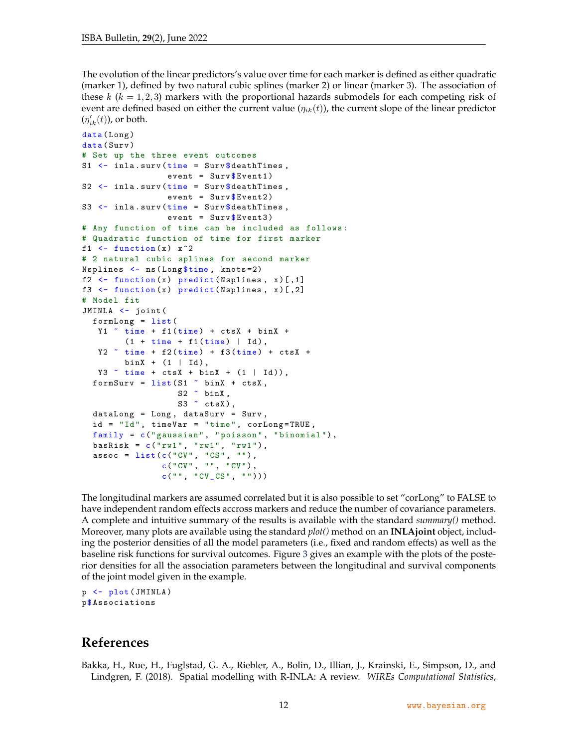The evolution of the linear predictors's value over time for each marker is defined as either quadratic (marker 1), defined by two natural cubic splines (marker 2) or linear (marker 3). The association of these $k$ ($k = 1, 2, 3$) markers with the proportional hazards submodels for each competing risk of event are defined based on either the current value ($\eta_{ik}(t)$), the current slope of the linear predictor ($\eta'_{ik}(t)$), or both.

```
data(Long)
data(Surv)
# Set up the three event outcomes
S1 <- inla.surv(time = Surv$deathTimes,
                event = Surv$Event1)
S2 <- inla.surv(time = Surv$deathTimes,
                event = Surv$Event2)
S3 <- inla.surv(time = Surv$deathTimes,
                event = Surv$Event3)
# Any function of time can be included as follows:
# Quadratic function of time for first marker
f1 <- function(x) x^2
# 2 natural cubic splines for second marker
Nsplines <- ns(Long$time, knots=2)
f2 <- function(x) predict(Nsplines, x)[,1]
f3 <- function(x) predict(Nsplines, x)[,2]
# Model fit
JMINLA <- joint(
  formLong = list(
   Y1 ~ time + f1(time) + ctsX + binX +
        (1 + time + f1(time) | Id),
   Y2 ~ time + f2(time) + f3(time) + ctsX +
        binX + (1 | Id),
   Y3 ~ time + ctsX + binX + (1 | Id)),
  formSurv = list(S1 ~ binX + ctsX,
                  S2 ~ binX,
                  S3 ~ ctsX),
  dataLong = Long, dataSurv = Surv,
  id = "Id", timeVar = "time", corLong=TRUE,
  family = c("gaussian", "poisson", "binomial"),
  basRisk = c("rw1", "rw1", "rw1"),
  assoc = list(c("CV", "CS", ""),
               c("CV", "", "CV"),
               c("", "CV_CS", "")))
```

The longitudinal markers are assumed correlated but it is also possible to set "corLong" to FALSE to have independent random effects accross markers and reduce the number of covariance parameters. A complete and intuitive summary of the results is available with the standard *summary()* method. Moreover, many plots are available using the standard *plot()* method on an **INLAjoint** object, including the posterior densities of all the model parameters (i.e., fixed and random effects) as well as the baseline risk functions for survival outcomes. Figure 3 gives an example with the plots of the posterior densities for all the association parameters between the longitudinal and survival components of the joint model given in the example.

```
p <- plot(JMINLA)
p$Associations
```

## References

Bakka, H., Rue, H., Fuglstad, G. A., Riebler, A., Bolin, D., Illian, J., Krainski, E., Simpson, D., and Lindgren, F. (2018). Spatial modelling with R-INLA: A review. *WIREs Computational Statistics*,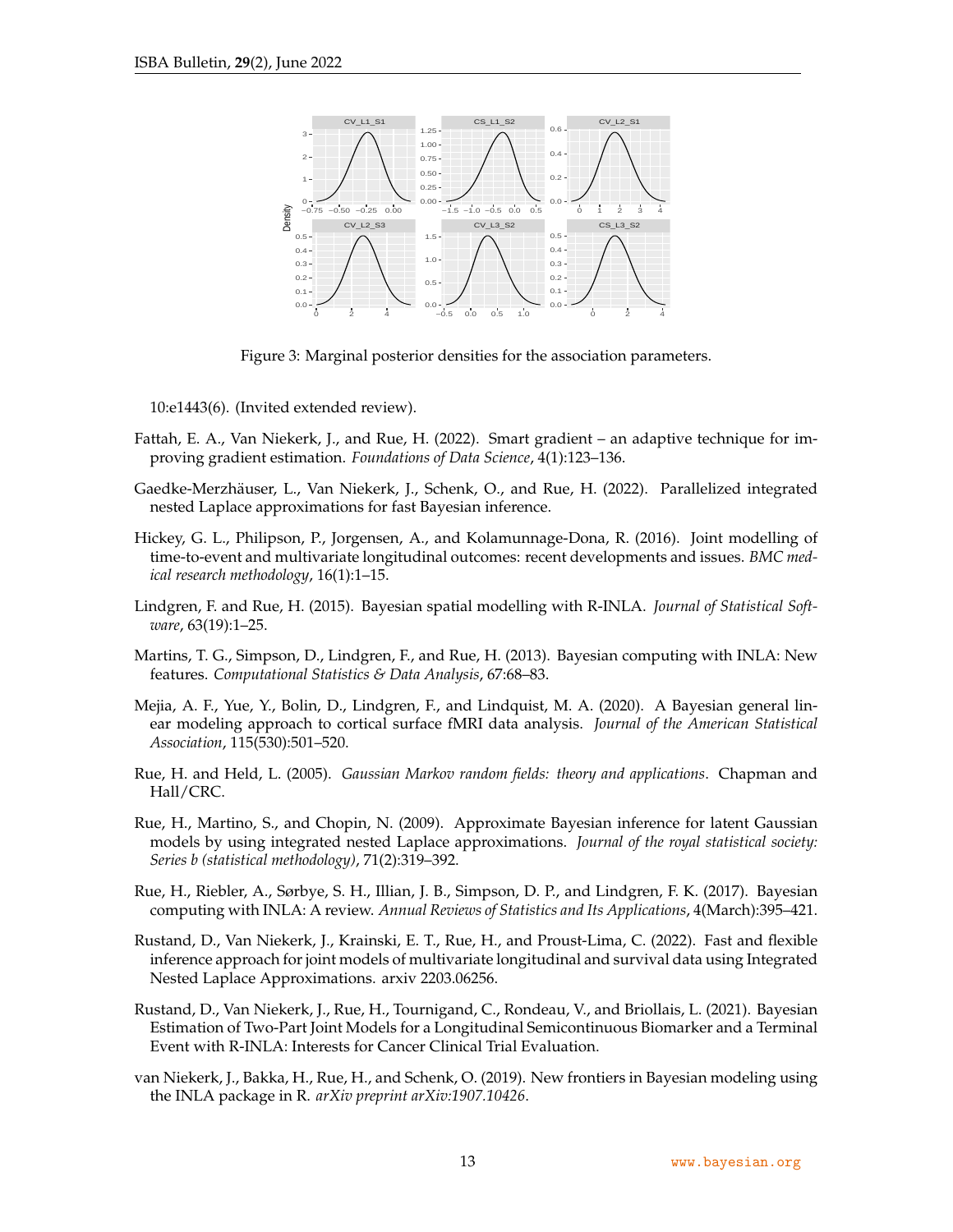Figure 3: Marginal posterior densities for the association parameters.

10:e1443(6). (Invited extended review).

Fattah, E. A., Van Niekerk, J., and Rue, H. (2022). Smart gradient – an adaptive technique for improving gradient estimation. *Foundations of Data Science*, 4(1):123–136.

Gaedke-Merzhäuser, L., Van Niekerk, J., Schenk, O., and Rue, H. (2022). Parallelized integrated nested Laplace approximations for fast Bayesian inference.

Hickey, G. L., Philipson, P., Jorgensen, A., and Kolamunnage-Dona, R. (2016). Joint modelling of time-to-event and multivariate longitudinal outcomes: recent developments and issues. *BMC medical research methodology*, 16(1):1–15.

Lindgren, F. and Rue, H. (2015). Bayesian spatial modelling with R-INLA. *Journal of Statistical Software*, 63(19):1–25.

Martins, T. G., Simpson, D., Lindgren, F., and Rue, H. (2013). Bayesian computing with INLA: New features. *Computational Statistics & Data Analysis*, 67:68–83.

Mejia, A. F., Yue, Y., Bolin, D., Lindgren, F., and Lindquist, M. A. (2020). A Bayesian general linear modeling approach to cortical surface fMRI data analysis. *Journal of the American Statistical Association*, 115(530):501–520.

Rue, H. and Held, L. (2005). *Gaussian Markov random fields: theory and applications*. Chapman and Hall/CRC.

Rue, H., Martino, S., and Chopin, N. (2009). Approximate Bayesian inference for latent Gaussian models by using integrated nested Laplace approximations. *Journal of the royal statistical society: Series b (statistical methodology)*, 71(2):319–392.

Rue, H., Riebler, A., Sørbye, S. H., Illian, J. B., Simpson, D. P., and Lindgren, F. K. (2017). Bayesian computing with INLA: A review. *Annual Reviews of Statistics and Its Applications*, 4(March):395–421.

Rustand, D., Van Niekerk, J., Krainski, E. T., Rue, H., and Proust-Lima, C. (2022). Fast and flexible inference approach for joint models of multivariate longitudinal and survival data using Integrated Nested Laplace Approximations. arxiv 2203.06256.

Rustand, D., Van Niekerk, J., Rue, H., Tournigand, C., Rondeau, V., and Briollais, L. (2021). Bayesian Estimation of Two-Part Joint Models for a Longitudinal Semicontinuous Biomarker and a Terminal Event with R-INLA: Interests for Cancer Clinical Trial Evaluation.

van Niekerk, J., Bakka, H., Rue, H., and Schenk, O. (2019). New frontiers in Bayesian modeling using the INLA package in R. *arXiv preprint arXiv:1907.10426*.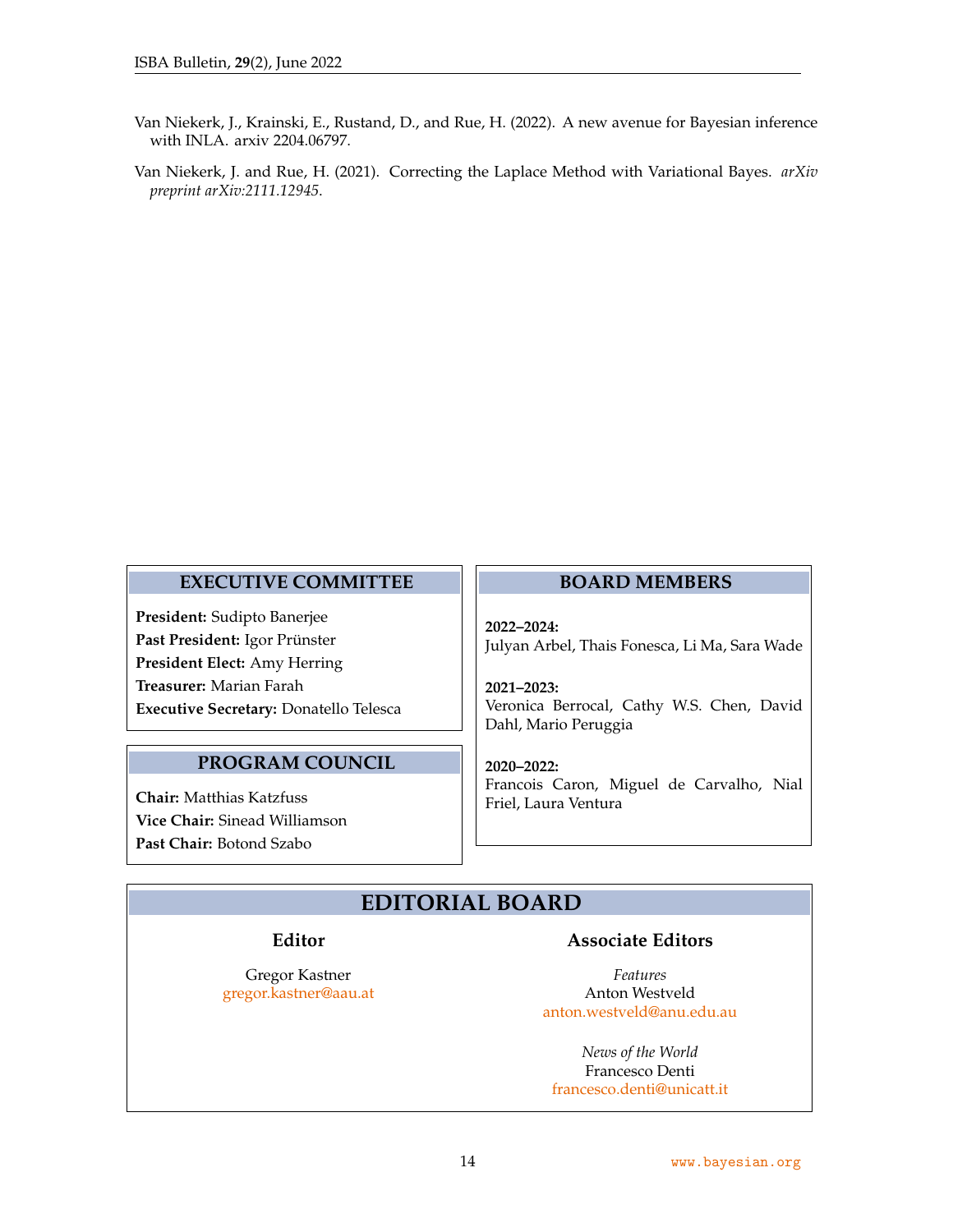Van Niekerk, J., Krainski, E., Rustand, D., and Rue, H. (2022). A new avenue for Bayesian inference with INLA. arxiv 2204.06797.

Van Niekerk, J. and Rue, H. (2021). Correcting the Laplace Method with Variational Bayes. *arXiv preprint arXiv:2111.12945*.

## EXECUTIVE COMMITTEE

**President:** Sudipto Banerjee
**Past President:** Igor Prünster
**President Elect:** Amy Herring
**Treasurer:** Marian Farah
**Executive Secretary:** Donatello Telesca

## PROGRAM COUNCIL

**Chair:** Matthias Katzfuss
**Vice Chair:** Sinead Williamson
**Past Chair:** Botond Szabo

## BOARD MEMBERS

**2022–2024:**
Julyan Arbel, Thais Fonesca, Li Ma, Sara Wade

**2021–2023:**
Veronica Berrocal, Cathy W.S. Chen, David Dahl, Mario Peruggia

**2020–2022:**
Francois Caron, Miguel de Carvalho, Nial Friel, Laura Ventura

## EDITORIAL BOARD

### Editor

Gregor Kastner
gregor.kastner@aau.at

### Associate Editors

*Features*
Anton Westveld
anton.westveld@anu.edu.au

*News of the World*
Francesco Denti
francesco.denti@unicatt.it